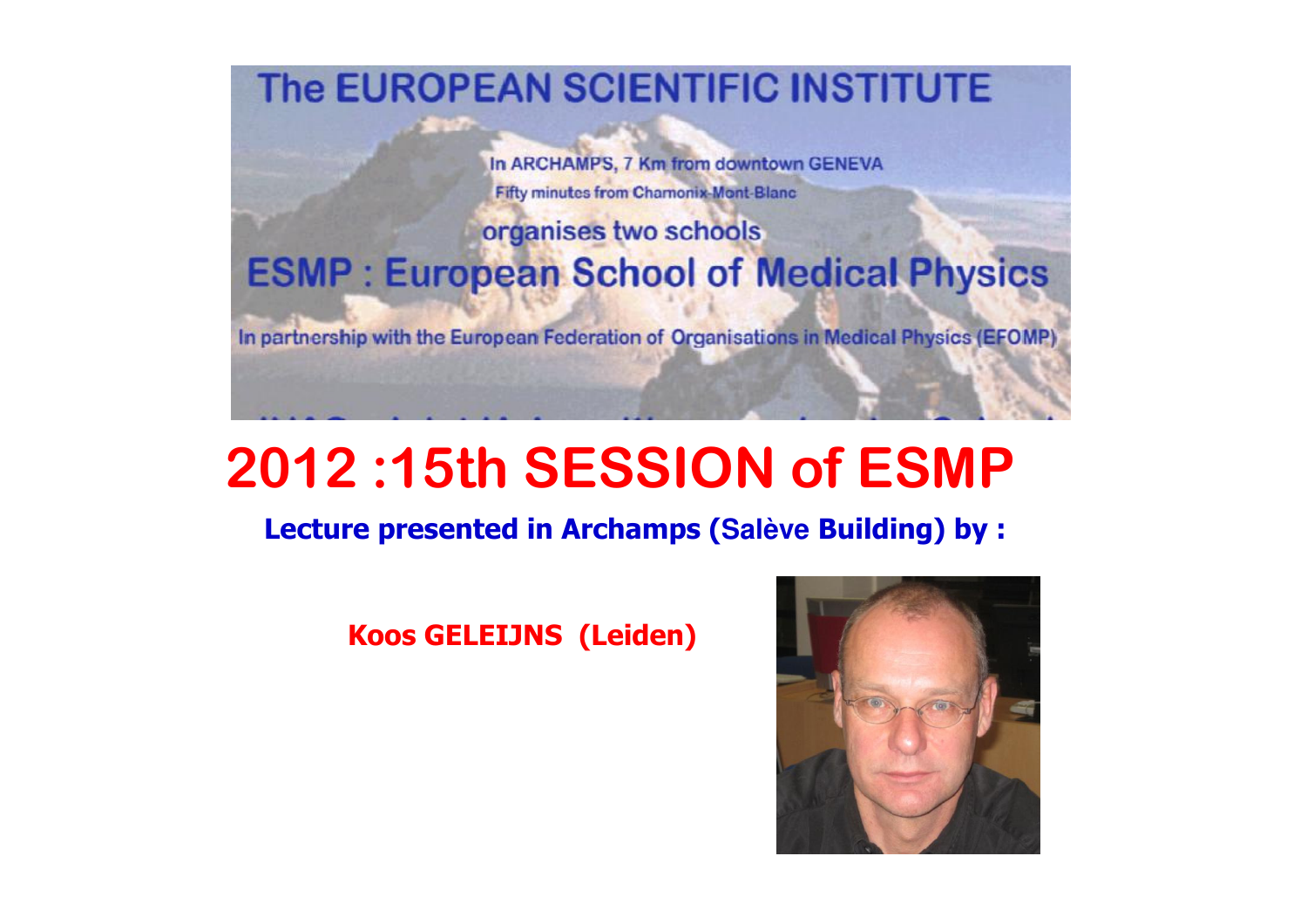# The EUROPEAN SCIENTIFIC INSTITUTE

In ARCHAMPS, 7 Km from downtown GENEVA

Fifty minutes from Chamonix-Mont-Blanc

organises two schools

## ESMP : European School of Medical Physics

In partnership with the European Federation of Organisations in Medical Physics (EFOMP)

# 2012 :15th SESSION of ESMP

**Lecture presented in Archamps (Salève Building) by :**

**Koos GELEIJNS (Leiden)**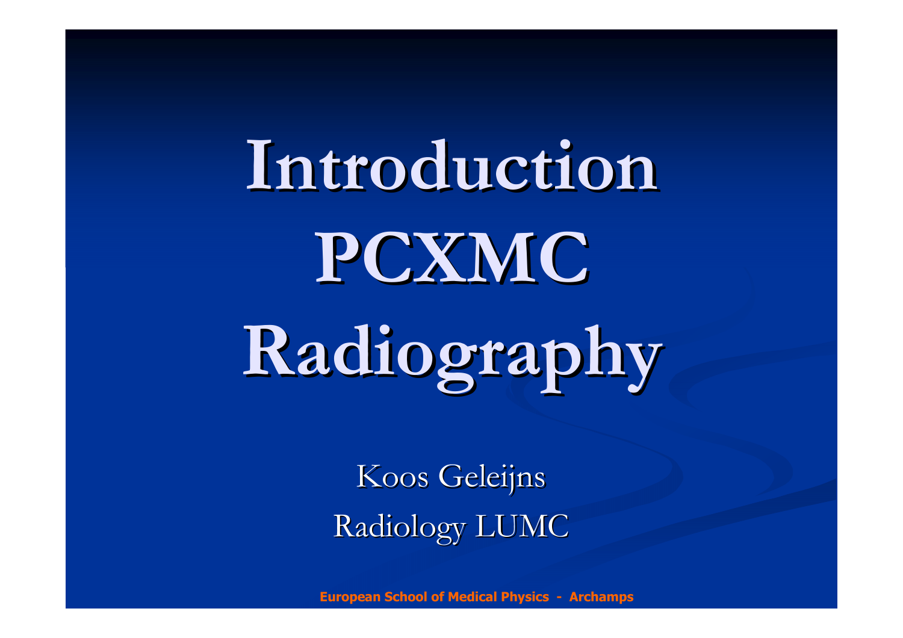# Introduction PCXMC Radiography

Koos Geleijns

Radiology LUMC

European School of Medical Physics - Archamps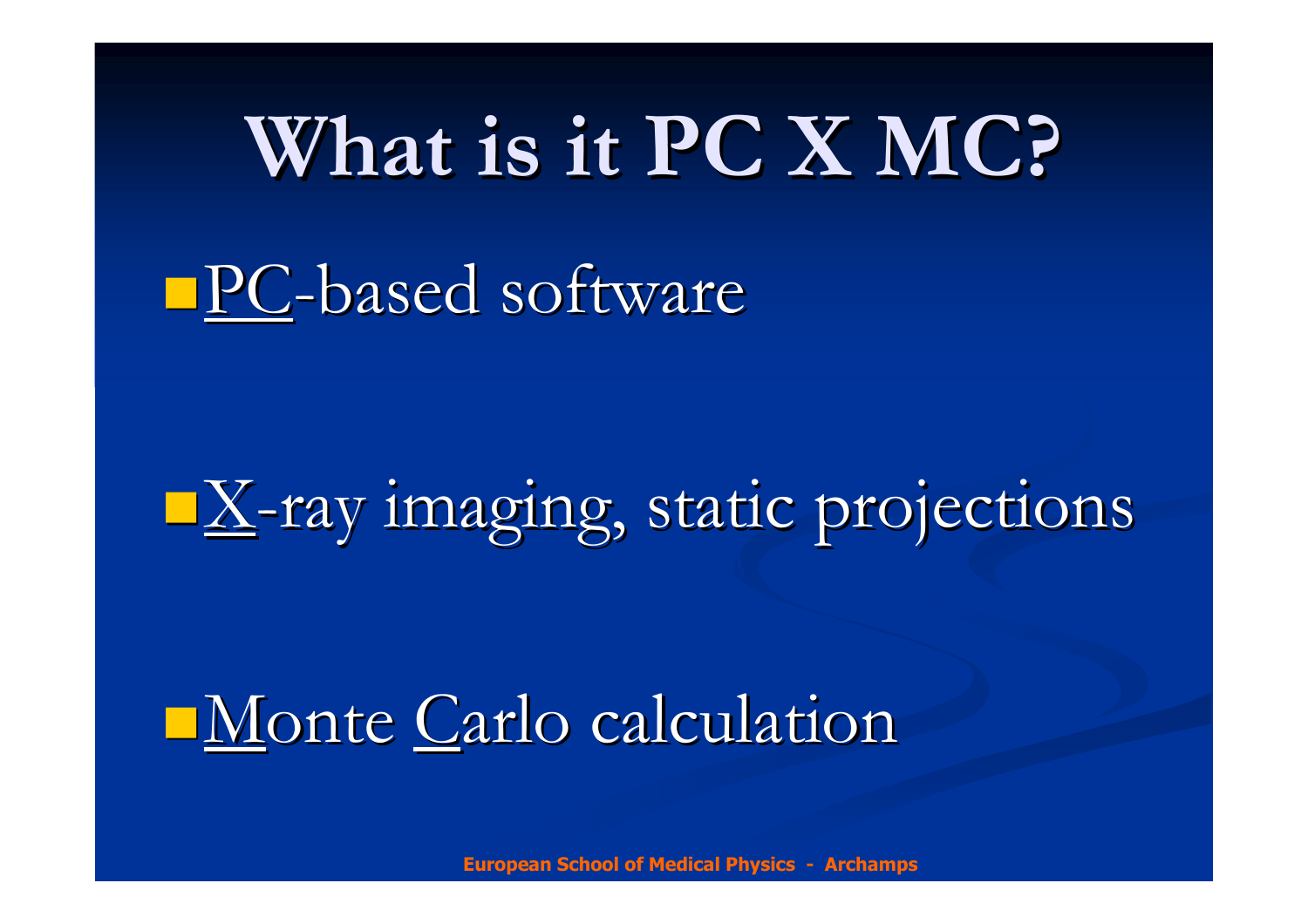# What is it PC X MC?

- PC-based software
- X-ray imaging, static projections
- Monte Carlo calculation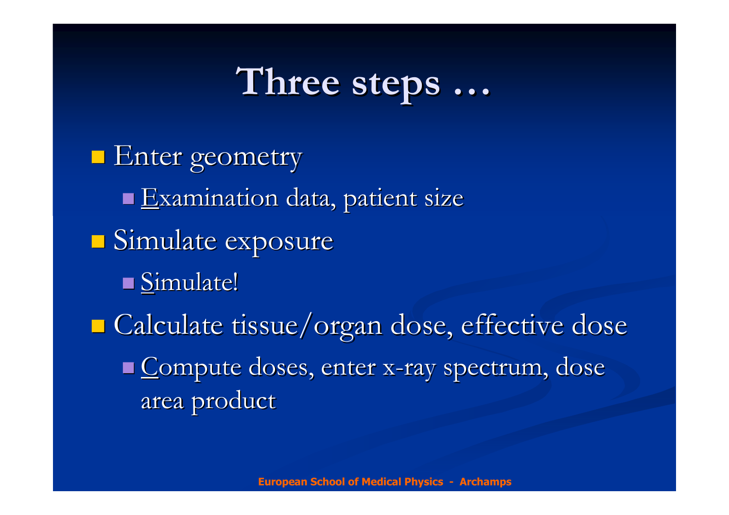# Three steps …

- Enter geometry
  - Examination data, patient size
- Simulate exposure
  - Simulate!
- Calculate tissue/organ dose, effective dose
  - Compute doses, enter x-ray spectrum, dose area product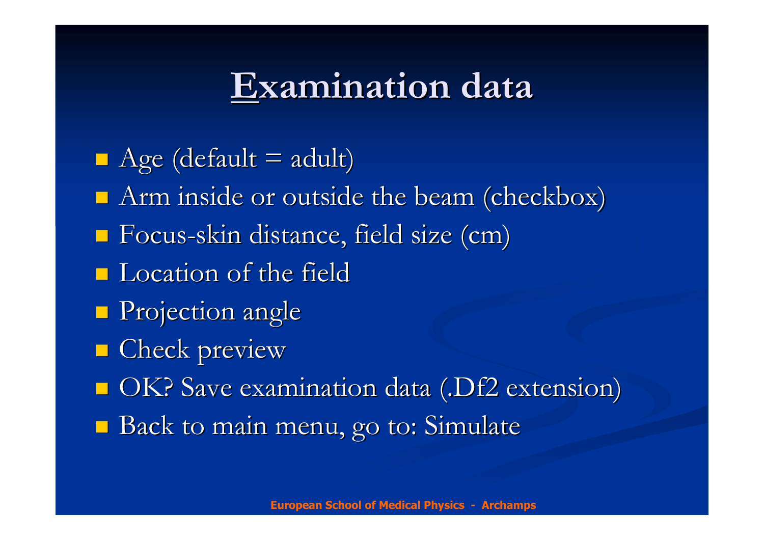# Examination data

- Age (default = adult)
- Arm inside or outside the beam (checkbox)
- Focus-skin distance, field size (cm)
- Location of the field
- Projection angle
- Check preview
- OK? Save examination data (.Df2 extension)
- Back to main menu, go to: Simulate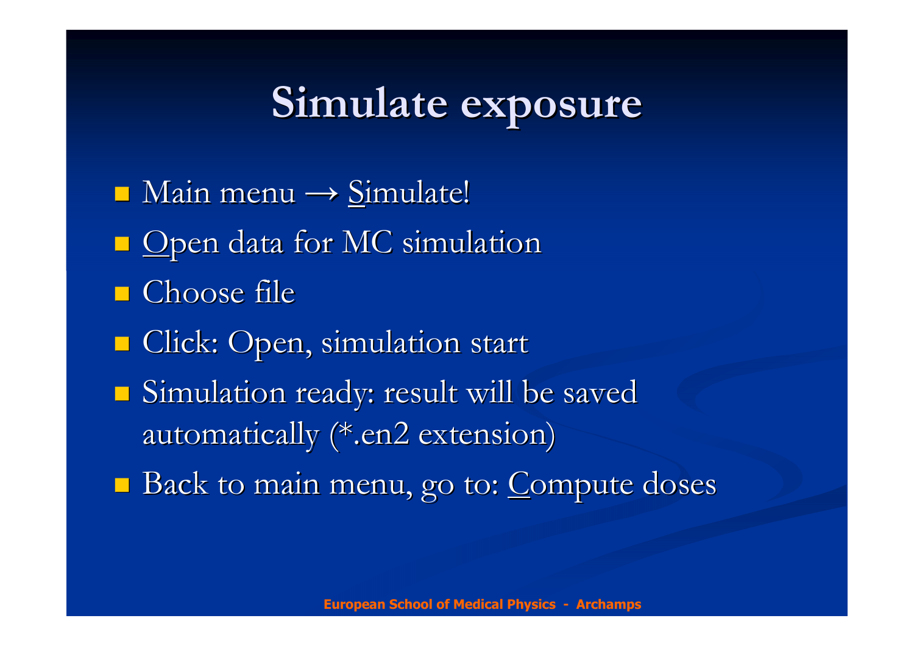# Simulate exposure

- Main menu → Simulate!
- Open data for MC simulation
- Choose file
- Click: Open, simulation start
- Simulation ready: result will be saved automatically (*.en2 extension)
- Back to main menu, go to: Compute doses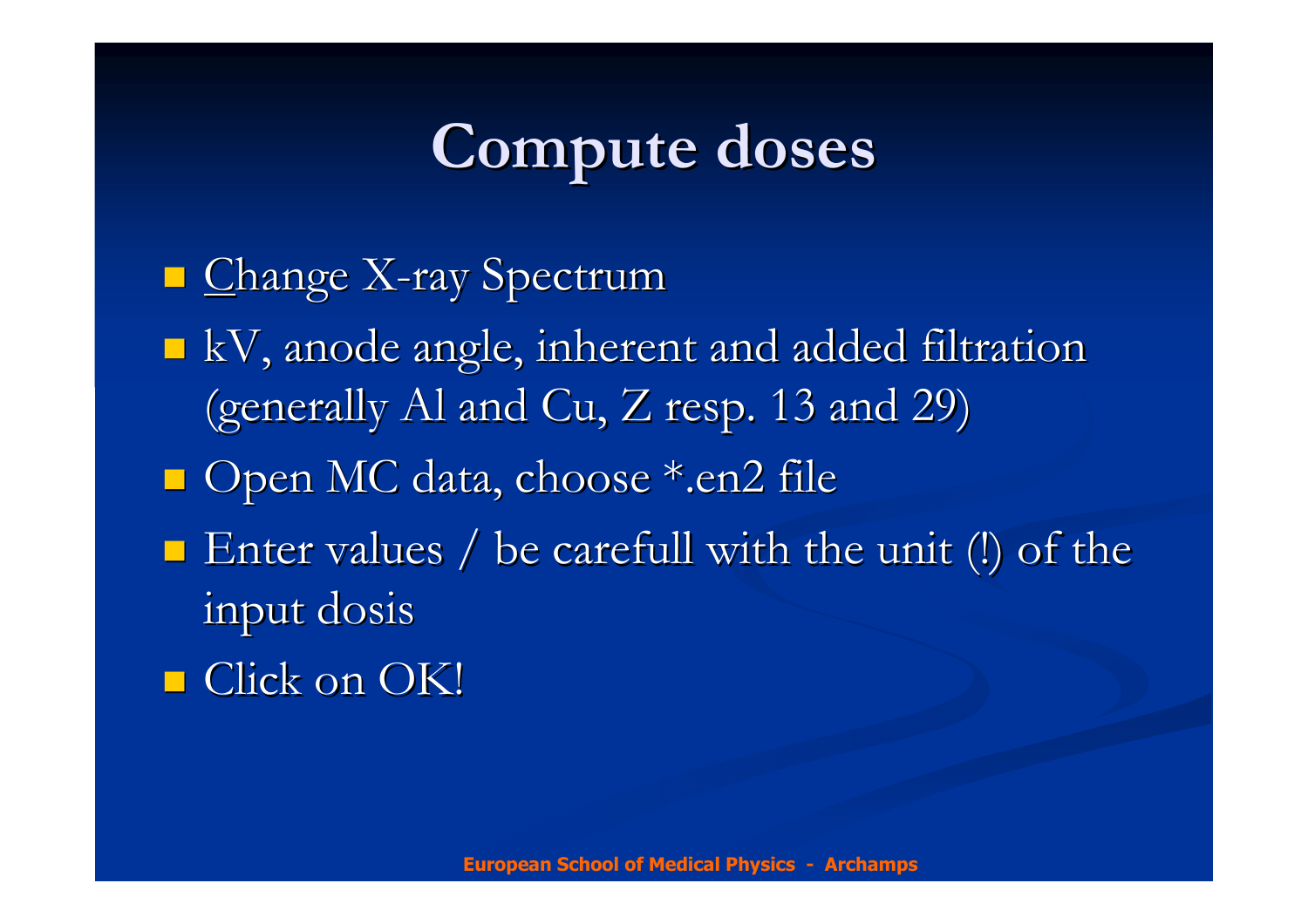# Compute doses

- Change X-ray Spectrum
- kV, anode angle, inherent and added filtration (generally Al and Cu, Z resp. 13 and 29)
- Open MC data, choose *.en2 file
- Enter values / be carefull with the unit (!) of the input dosis
- Click on OK!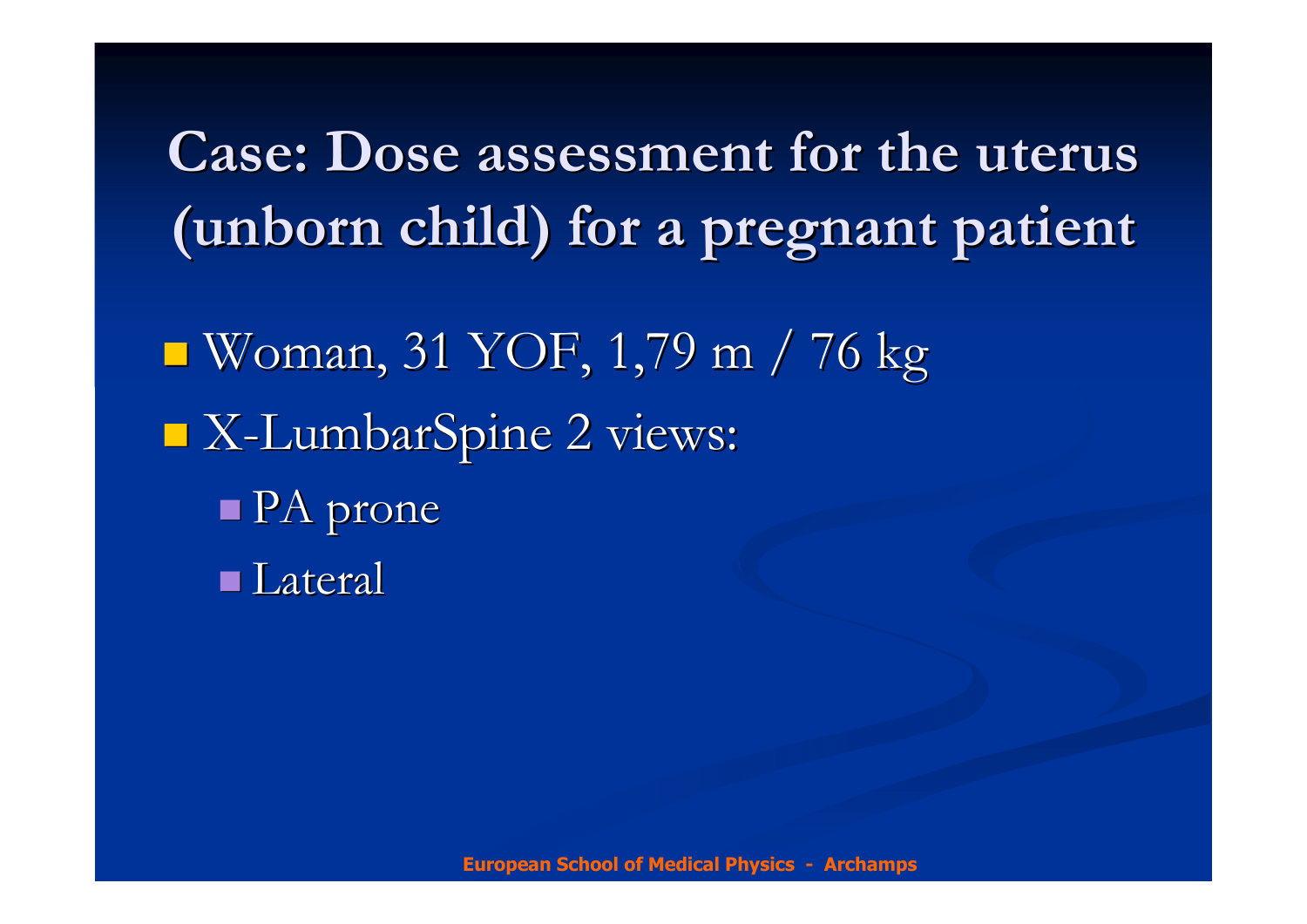# Case: Dose assessment for the uterus (unborn child) for a pregnant patient

- Woman, 31 YOF, 1,79 m / 76 kg
- X-LumbarSpine 2 views:
  - PA prone
  - Lateral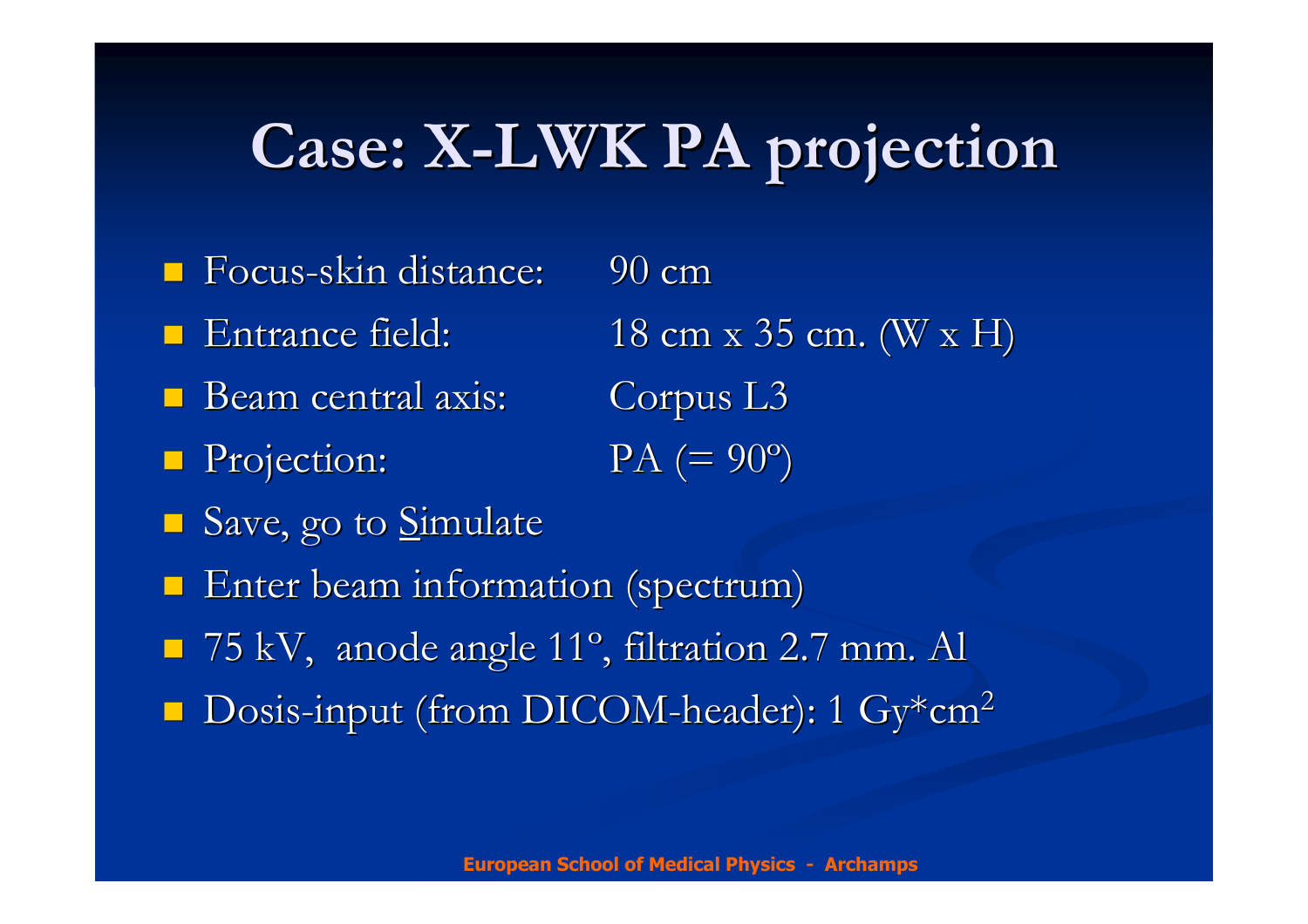# Case: X-LWK PA projection

- Focus-skin distance: 90 cm
- Entrance field: 18 cm x 35 cm. (W x H)
- Beam central axis: Corpus L3
- Projection: PA (= 90º)
- Save, go to Simulate
- Enter beam information (spectrum)
- 75 kV, anode angle 11º, filtration 2.7 mm. Al
- Dosis-input (from DICOM-header): 1 Gy*cm$^2$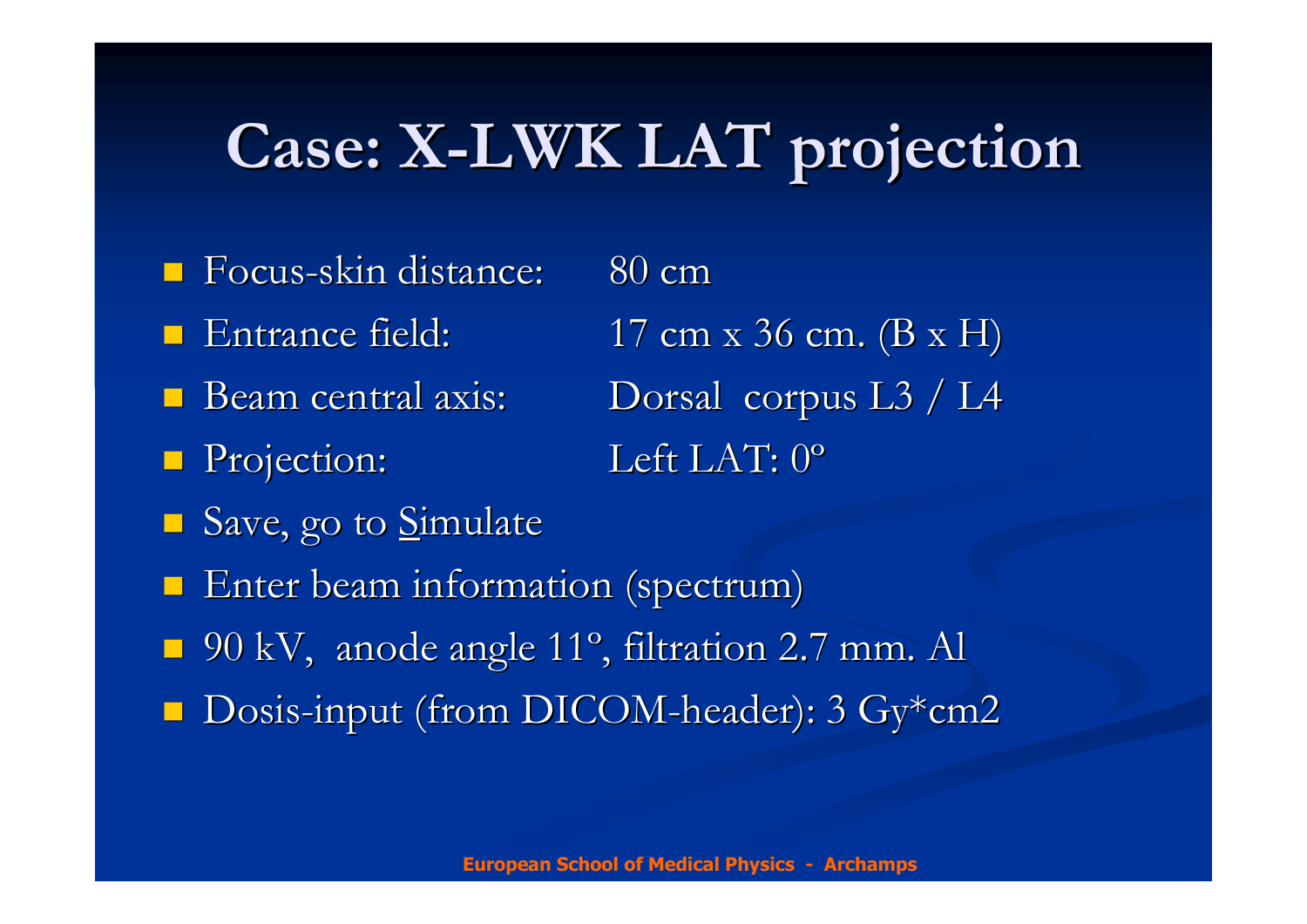# Case: X-LWK LAT projection

- Focus-skin distance: 80 cm
- Entrance field: 17 cm x 36 cm. (B x H)
- Beam central axis: Dorsal corpus L3 / L4
- Projection: Left LAT: 0º
- Save, go to Simulate
- Enter beam information (spectrum)
- 90 kV, anode angle 11º, filtration 2.7 mm. Al
- Dosis-input (from DICOM-header): 3 Gy*cm2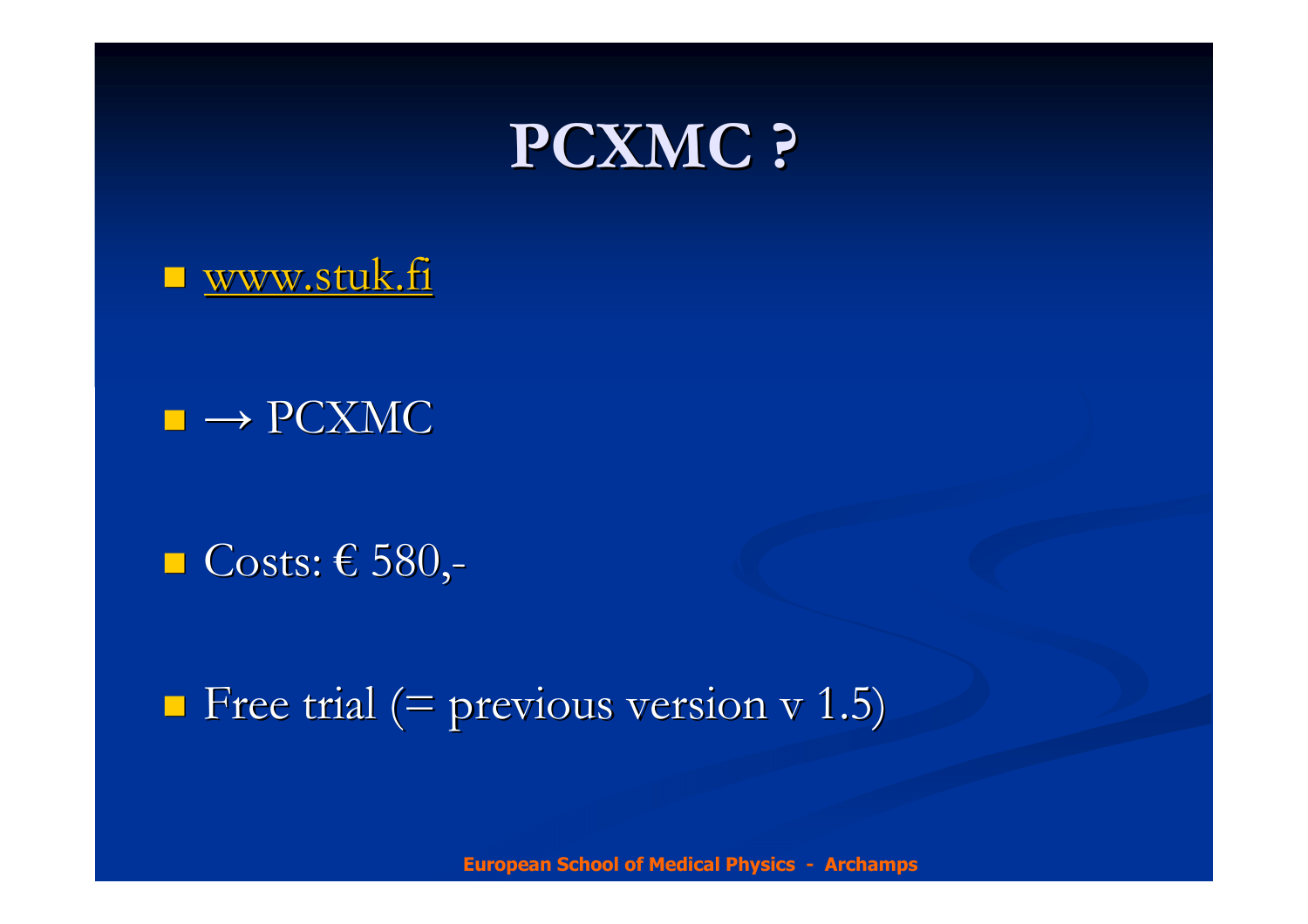# PCXMC ?

- www.stuk.fi
- → PCXMC
- Costs: € 580,-
- Free trial (= previous version v 1.5)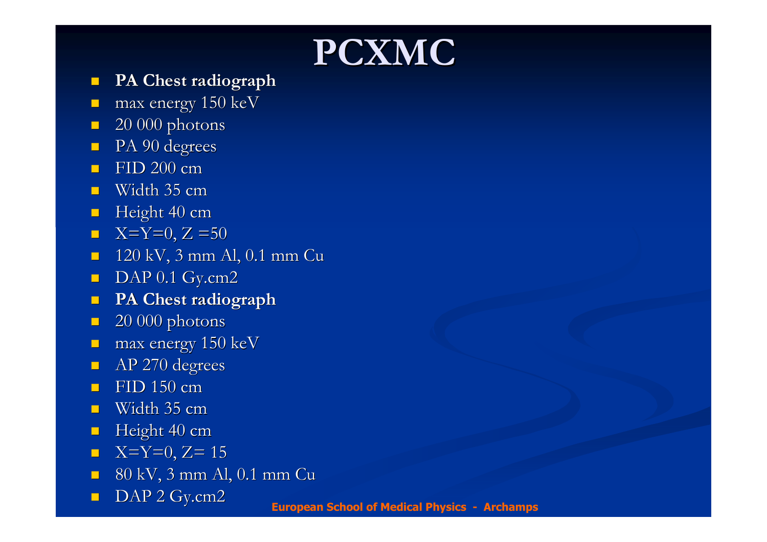# PCXMC

- **PA Chest radiograph**
- max energy 150 keV
- 20 000 photons
- PA 90 degrees
- FID 200 cm
- Width 35 cm
- Height 40 cm
- X=Y=0, Z =50
- 120 kV, 3 mm Al, 0.1 mm Cu
- DAP 0.1 Gy.cm2
- **PA Chest radiograph**
- 20 000 photons
- max energy 150 keV
- AP 270 degrees
- FID 150 cm
- Width 35 cm
- Height 40 cm
- X=Y=0, Z= 15
- 80 kV, 3 mm Al, 0.1 mm Cu
- DAP 2 Gy.cm2